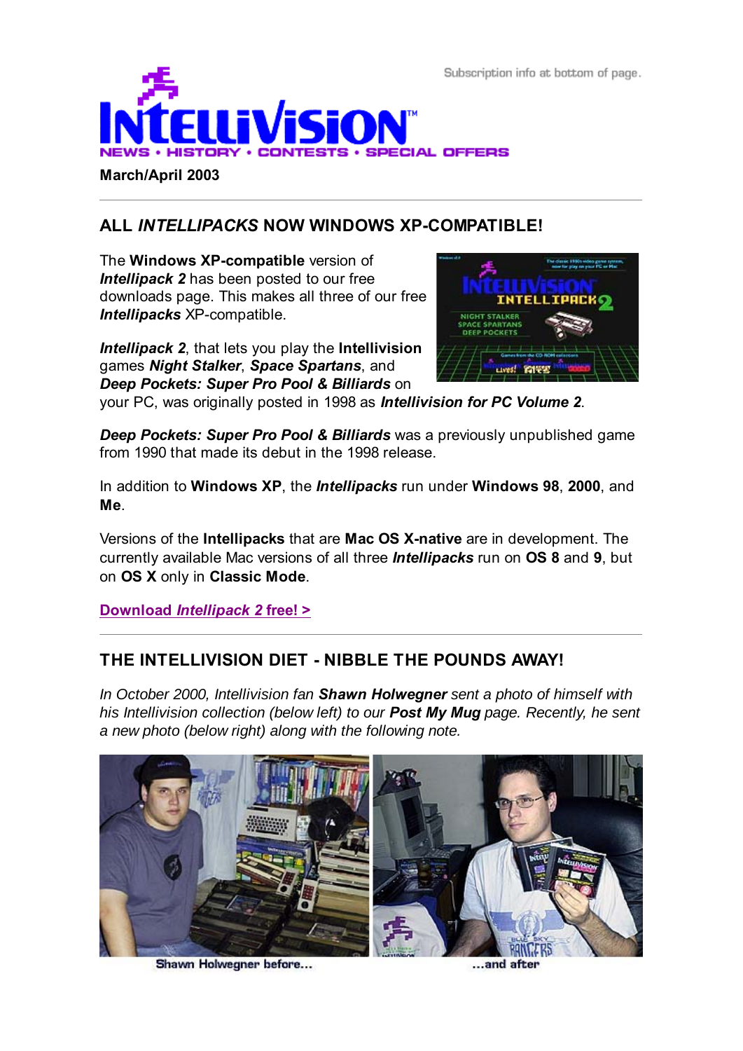Subscription info at bottom of page.

# INTELLIVISION™

NEWS • HISTORY • CONTESTS • SPECIAL OFFERS

**March/April 2003**

---

## ALL *INTELLIPACKS* NOW WINDOWS XP-COMPATIBLE!

The **Windows XP-compatible** version of ***Intellipack 2*** has been posted to our free downloads page. This makes all three of our free ***Intellipacks*** XP-compatible.

***Intellipack 2***, that lets you play the **Intellivision** games ***Night Stalker***, ***Space Spartans***, and ***Deep Pockets: Super Pro Pool & Billiards*** on your PC, was originally posted in 1998 as ***Intellivision for PC Volume 2***.

***Deep Pockets: Super Pro Pool & Billiards*** was a previously unpublished game from 1990 that made its debut in the 1998 release.

In addition to **Windows XP**, the ***Intellipacks*** run under **Windows 98**, **2000**, and **Me**.

Versions of the **Intellipacks** that are **Mac OS X-native** are in development. The currently available Mac versions of all three ***Intellipacks*** run on **OS 8** and **9**, but on **OS X** only in **Classic Mode**.

**Download *Intellipack 2* free! >**

---

## THE INTELLIVISION DIET - NIBBLE THE POUNDS AWAY!

*In October 2000, Intellivision fan **Shawn Holwegner** sent a photo of himself with his Intellivision collection (below left) to our **Post My Mug** page. Recently, he sent a new photo (below right) along with the following note.*

Shawn Holwegner before... ...and after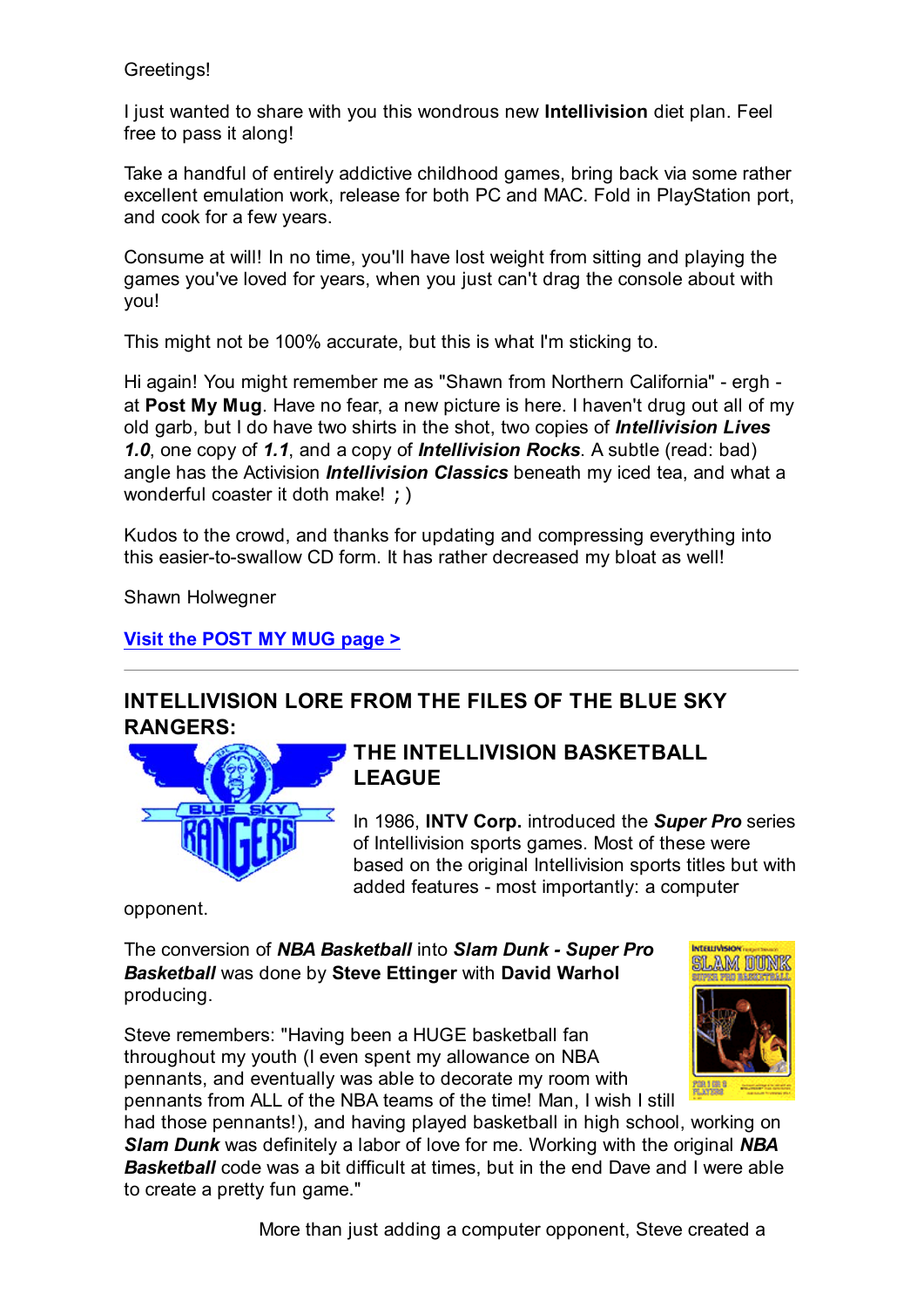Greetings!

I just wanted to share with you this wondrous new **Intellivision** diet plan. Feel free to pass it along!

Take a handful of entirely addictive childhood games, bring back via some rather excellent emulation work, release for both PC and MAC. Fold in PlayStation port, and cook for a few years.

Consume at will! In no time, you'll have lost weight from sitting and playing the games you've loved for years, when you just can't drag the console about with you!

This might not be 100% accurate, but this is what I'm sticking to.

Hi again! You might remember me as "Shawn from Northern California" - ergh - at **Post My Mug**. Have no fear, a new picture is here. I haven't drug out all of my old garb, but I do have two shirts in the shot, two copies of ***Intellivision Lives 1.0***, one copy of ***1.1***, and a copy of ***Intellivision Rocks***. A subtle (read: bad) angle has the Activision ***Intellivision Classics*** beneath my iced tea, and what a wonderful coaster it doth make! **;** )

Kudos to the crowd, and thanks for updating and compressing everything into this easier-to-swallow CD form. It has rather decreased my bloat as well!

Shawn Holwegner

**Visit the POST MY MUG page >**

---

## INTELLIVISION LORE FROM THE FILES OF THE BLUE SKY RANGERS:

### THE INTELLIVISION BASKETBALL LEAGUE

In 1986, **INTV Corp.** introduced the ***Super Pro*** series of Intellivision sports games. Most of these were based on the original Intellivision sports titles but with added features - most importantly: a computer opponent.

The conversion of ***NBA Basketball*** into ***Slam Dunk - Super Pro Basketball*** was done by **Steve Ettinger** with **David Warhol** producing.

Steve remembers: "Having been a HUGE basketball fan throughout my youth (I even spent my allowance on NBA pennants, and eventually was able to decorate my room with pennants from ALL of the NBA teams of the time! Man, I wish I still had those pennants!), and having played basketball in high school, working on ***Slam Dunk*** was definitely a labor of love for me. Working with the original ***NBA Basketball*** code was a bit difficult at times, but in the end Dave and I were able to create a pretty fun game."

More than just adding a computer opponent, Steve created a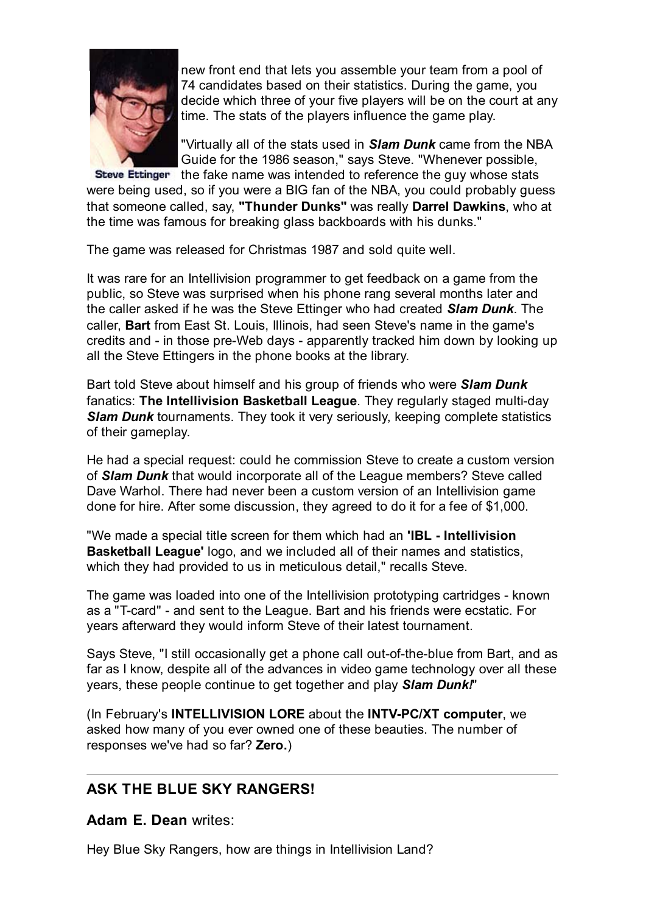new front end that lets you assemble your team from a pool of 74 candidates based on their statistics. During the game, you decide which three of your five players will be on the court at any time. The stats of the players influence the game play.

Steve Ettinger

"Virtually all of the stats used in ***Slam Dunk*** came from the NBA Guide for the 1986 season," says Steve. "Whenever possible, the fake name was intended to reference the guy whose stats were being used, so if you were a BIG fan of the NBA, you could probably guess that someone called, say, **"Thunder Dunks"** was really **Darrel Dawkins**, who at the time was famous for breaking glass backboards with his dunks."

The game was released for Christmas 1987 and sold quite well.

It was rare for an Intellivision programmer to get feedback on a game from the public, so Steve was surprised when his phone rang several months later and the caller asked if he was the Steve Ettinger who had created ***Slam Dunk***. The caller, **Bart** from East St. Louis, Illinois, had seen Steve's name in the game's credits and - in those pre-Web days - apparently tracked him down by looking up all the Steve Ettingers in the phone books at the library.

Bart told Steve about himself and his group of friends who were ***Slam Dunk*** fanatics: **The Intellivision Basketball League**. They regularly staged multi-day ***Slam Dunk*** tournaments. They took it very seriously, keeping complete statistics of their gameplay.

He had a special request: could he commission Steve to create a custom version of ***Slam Dunk*** that would incorporate all of the League members? Steve called Dave Warhol. There had never been a custom version of an Intellivision game done for hire. After some discussion, they agreed to do it for a fee of $1,000.

"We made a special title screen for them which had an **'IBL - Intellivision Basketball League'** logo, and we included all of their names and statistics, which they had provided to us in meticulous detail," recalls Steve.

The game was loaded into one of the Intellivision prototyping cartridges - known as a "T-card" - and sent to the League. Bart and his friends were ecstatic. For years afterward they would inform Steve of their latest tournament.

Says Steve, "I still occasionally get a phone call out-of-the-blue from Bart, and as far as I know, despite all of the advances in video game technology over all these years, these people continue to get together and play ***Slam Dunk!***"

(In February's **INTELLIVISION LORE** about the **INTV-PC/XT computer**, we asked how many of you ever owned one of these beauties. The number of responses we've had so far? **Zero.**)

---

## ASK THE BLUE SKY RANGERS!

### **Adam E. Dean** writes:

Hey Blue Sky Rangers, how are things in Intellivision Land?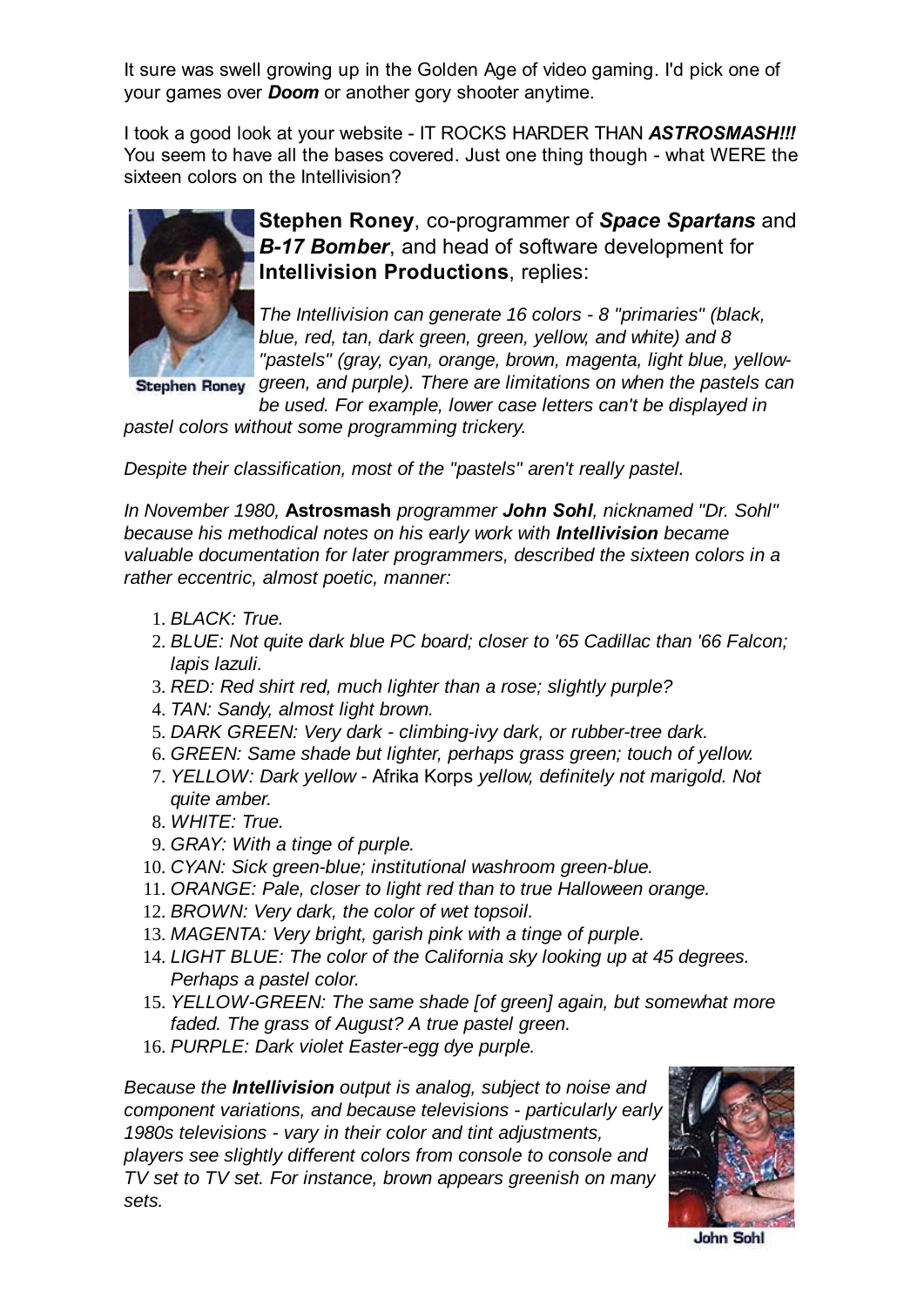It sure was swell growing up in the Golden Age of video gaming. I'd pick one of your games over ***Doom*** or another gory shooter anytime.

I took a good look at your website - IT ROCKS HARDER THAN ***ASTROSMASH!!!*** You seem to have all the bases covered. Just one thing though - what WERE the sixteen colors on the Intellivision?

Stephen Roney

**Stephen Roney**, co-programmer of ***Space Spartans*** and ***B-17 Bomber***, and head of software development for **Intellivision Productions**, replies:

*The Intellivision can generate 16 colors - 8 "primaries" (black, blue, red, tan, dark green, green, yellow, and white) and 8 "pastels" (gray, cyan, orange, brown, magenta, light blue, yellow-green, and purple). There are limitations on when the pastels can be used. For example, lower case letters can't be displayed in pastel colors without some programming trickery.*

*Despite their classification, most of the "pastels" aren't really pastel.*

*In November 1980,* **Astrosmash** *programmer* ***John Sohl****, nicknamed "Dr. Sohl" because his methodical notes on his early work with* ***Intellivision*** *became valuable documentation for later programmers, described the sixteen colors in a rather eccentric, almost poetic, manner:*

1. *BLACK: True.*
2. *BLUE: Not quite dark blue PC board; closer to '65 Cadillac than '66 Falcon; lapis lazuli.*
3. *RED: Red shirt red, much lighter than a rose; slightly purple?*
4. *TAN: Sandy, almost light brown.*
5. *DARK GREEN: Very dark - climbing-ivy dark, or rubber-tree dark.*
6. *GREEN: Same shade but lighter, perhaps grass green; touch of yellow.*
7. *YELLOW: Dark yellow -* Afrika Korps *yellow, definitely not marigold. Not quite amber.*
8. *WHITE: True.*
9. *GRAY: With a tinge of purple.*
10. *CYAN: Sick green-blue; institutional washroom green-blue.*
11. *ORANGE: Pale, closer to light red than to true Halloween orange.*
12. *BROWN: Very dark, the color of wet topsoil.*
13. *MAGENTA: Very bright, garish pink with a tinge of purple.*
14. *LIGHT BLUE: The color of the California sky looking up at 45 degrees. Perhaps a pastel color.*
15. *YELLOW-GREEN: The same shade [of green] again, but somewhat more faded. The grass of August? A true pastel green.*
16. *PURPLE: Dark violet Easter-egg dye purple.*

*Because the* ***Intellivision*** *output is analog, subject to noise and component variations, and because televisions - particularly early 1980s televisions - vary in their color and tint adjustments, players see slightly different colors from console to console and TV set to TV set. For instance, brown appears greenish on many sets.*

John Sohl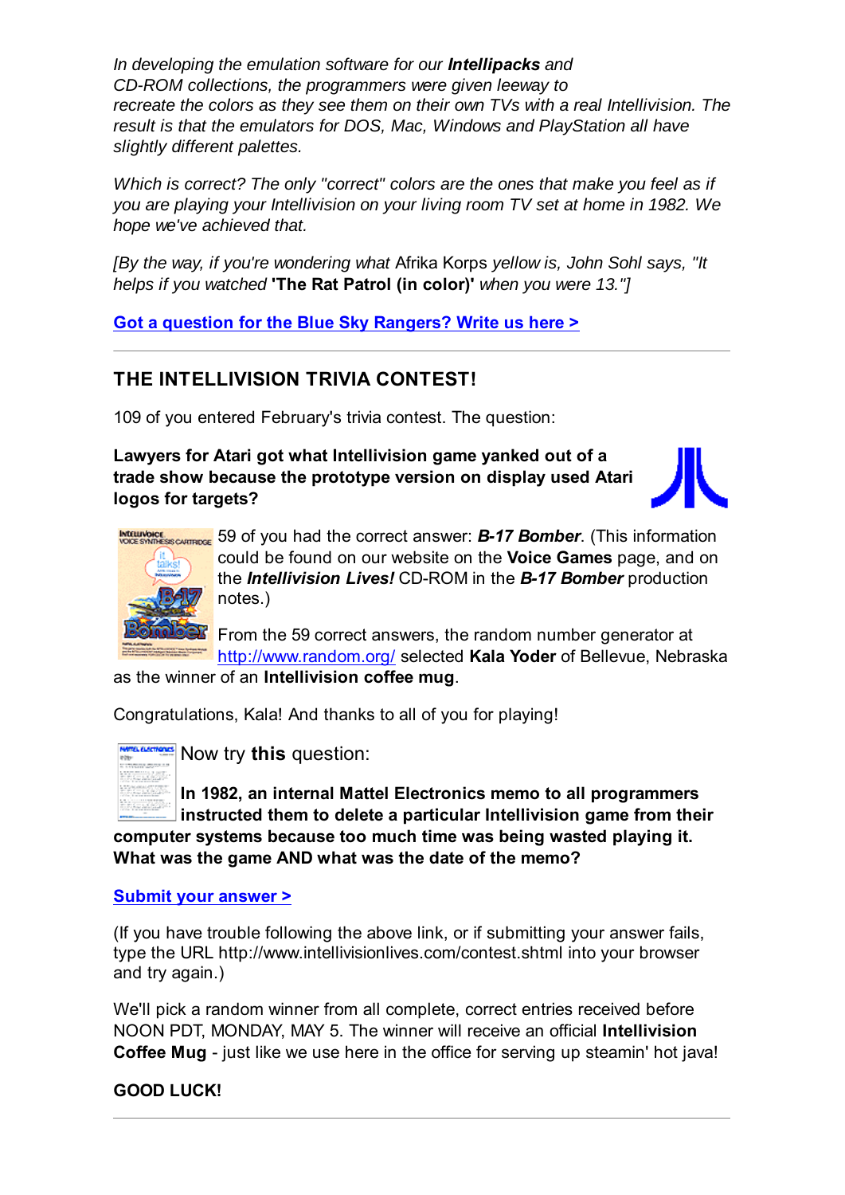*In developing the emulation software for our **Intellipacks** and CD-ROM collections, the programmers were given leeway to recreate the colors as they see them on their own TVs with a real Intellivision. The result is that the emulators for DOS, Mac, Windows and PlayStation all have slightly different palettes.*

*Which is correct? The only "correct" colors are the ones that make you feel as if you are playing your Intellivision on your living room TV set at home in 1982. We hope we've achieved that.*

*[By the way, if you're wondering what* Afrika Korps *yellow is, John Sohl says, "It helps if you watched* **'The Rat Patrol (in color)'** *when you were 13."]*

**Got a question for the Blue Sky Rangers? Write us here >**

## THE INTELLIVISION TRIVIA CONTEST!

109 of you entered February's trivia contest. The question:

**Lawyers for Atari got what Intellivision game yanked out of a trade show because the prototype version on display used Atari logos for targets?**

59 of you had the correct answer: ***B-17 Bomber***. (This information could be found on our website on the **Voice Games** page, and on the ***Intellivision Lives!*** CD-ROM in the ***B-17 Bomber*** production notes.)

From the 59 correct answers, the random number generator at http://www.random.org/ selected **Kala Yoder** of Bellevue, Nebraska as the winner of an **Intellivision coffee mug**.

Congratulations, Kala! And thanks to all of you for playing!

Now try **this** question:

**In 1982, an internal Mattel Electronics memo to all programmers instructed them to delete a particular Intellivision game from their computer systems because too much time was being wasted playing it. What was the game AND what was the date of the memo?**

**Submit your answer >**

(If you have trouble following the above link, or if submitting your answer fails, type the URL http://www.intellivisionlives.com/contest.shtml into your browser and try again.)

We'll pick a random winner from all complete, correct entries received before NOON PDT, MONDAY, MAY 5. The winner will receive an official **Intellivision Coffee Mug** - just like we use here in the office for serving up steamin' hot java!

**GOOD LUCK!**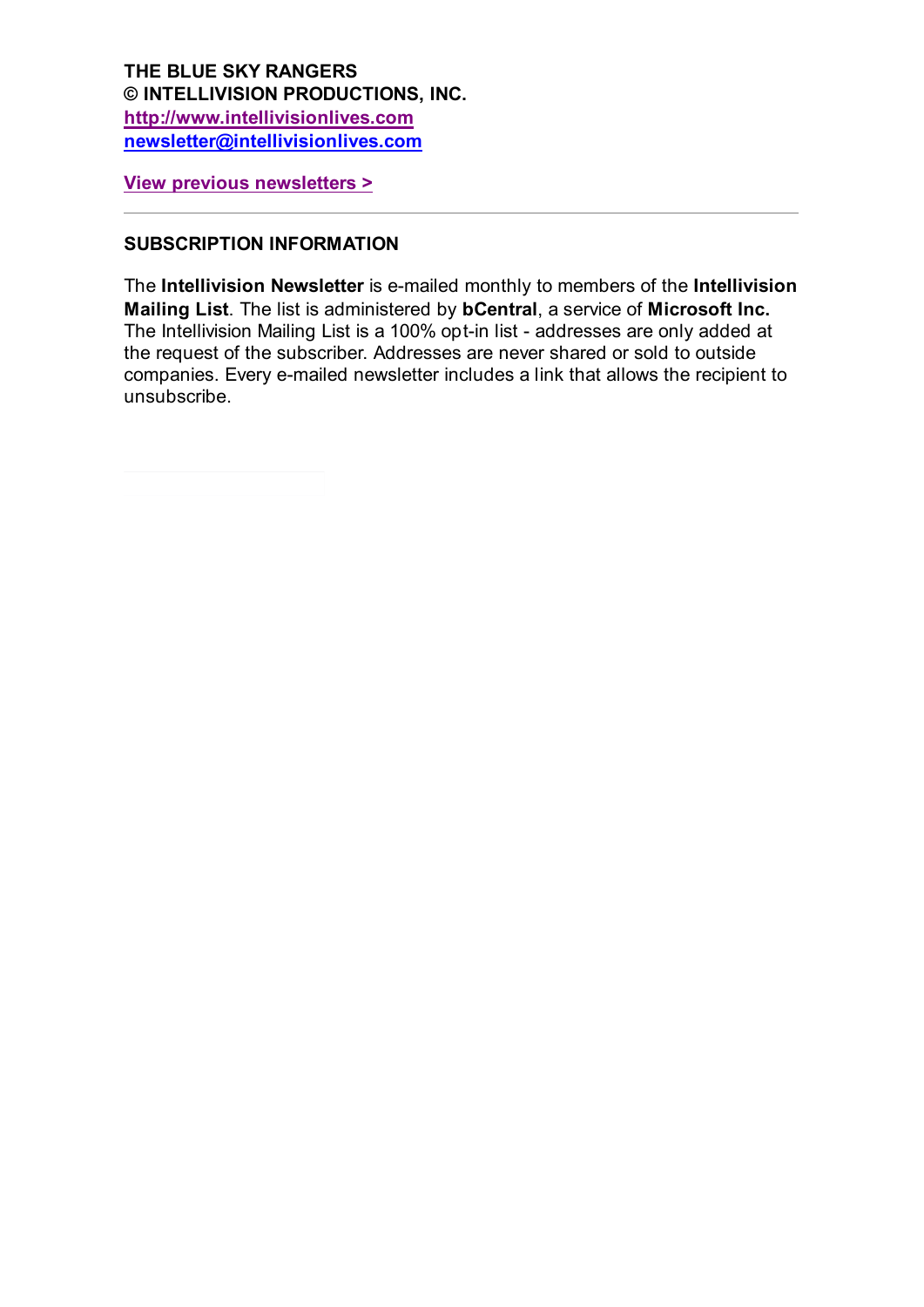**THE BLUE SKY RANGERS**
**© INTELLIVISION PRODUCTIONS, INC.**
**http://www.intellivisionlives.com**
**newsletter@intellivisionlives.com**

**View previous newsletters >**

---

## SUBSCRIPTION INFORMATION

The **Intellivision Newsletter** is e-mailed monthly to members of the **Intellivision Mailing List**. The list is administered by **bCentral**, a service of **Microsoft Inc.** The Intellivision Mailing List is a 100% opt-in list - addresses are only added at the request of the subscriber. Addresses are never shared or sold to outside companies. Every e-mailed newsletter includes a link that allows the recipient to unsubscribe.